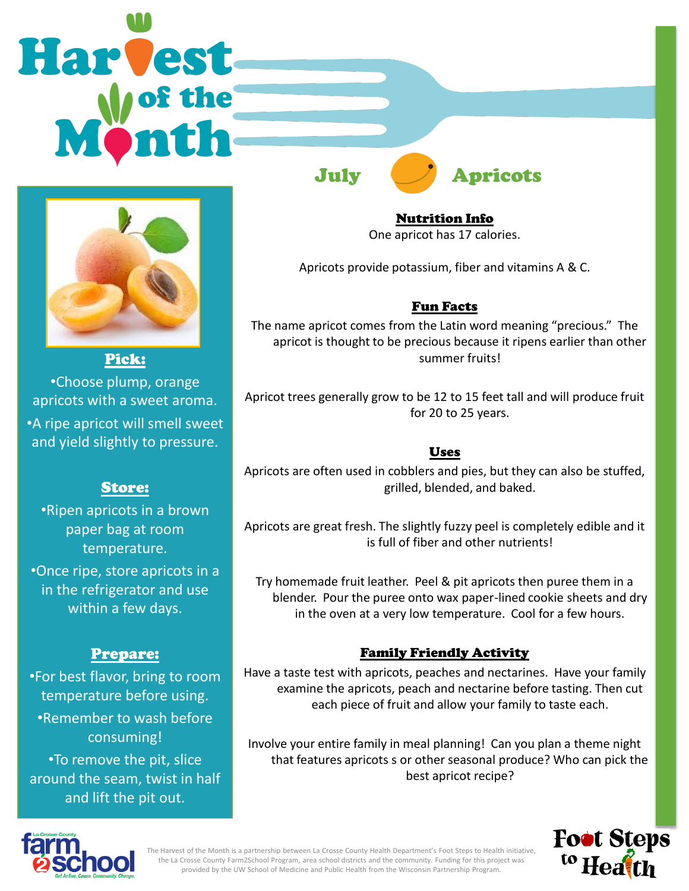# Harvest of the Month

## July — Apricots

### Pick:

- Choose plump, orange apricots with a sweet aroma.
- A ripe apricot will smell sweet and yield slightly to pressure.

### Store:

- Ripen apricots in a brown paper bag at room temperature.
- Once ripe, store apricots in a in the refrigerator and use within a few days.

### Prepare:

- For best flavor, bring to room temperature before using.
- Remember to wash before consuming!
- To remove the pit, slice around the seam, twist in half and lift the pit out.

### Nutrition Info

One apricot has 17 calories.

Apricots provide potassium, fiber and vitamins A & C.

### Fun Facts

The name apricot comes from the Latin word meaning "precious." The apricot is thought to be precious because it ripens earlier than other summer fruits!

Apricot trees generally grow to be 12 to 15 feet tall and will produce fruit for 20 to 25 years.

### Uses

Apricots are often used in cobblers and pies, but they can also be stuffed, grilled, blended, and baked.

Apricots are great fresh. The slightly fuzzy peel is completely edible and it is full of fiber and other nutrients!

Try homemade fruit leather. Peel & pit apricots then puree them in a blender. Pour the puree onto wax paper-lined cookie sheets and dry in the oven at a very low temperature. Cool for a few hours.

### Family Friendly Activity

Have a taste test with apricots, peaches and nectarines. Have your family examine the apricots, peach and nectarine before tasting. Then cut each piece of fruit and allow your family to taste each.

Involve your entire family in meal planning! Can you plan a theme night that features apricots s or other seasonal produce? Who can pick the best apricot recipe?

La Crosse County farm2school — Get Active. Cause. Community. Change.

The Harvest of the Month is a partnership between La Crosse County Health Department's Foot Steps to Health initiative, the La Crosse County Farm2School Program, area school districts and the community. Funding for this project was provided by the UW School of Medicine and Public Health from the Wisconsin Partnership Program.

Foot Steps to Health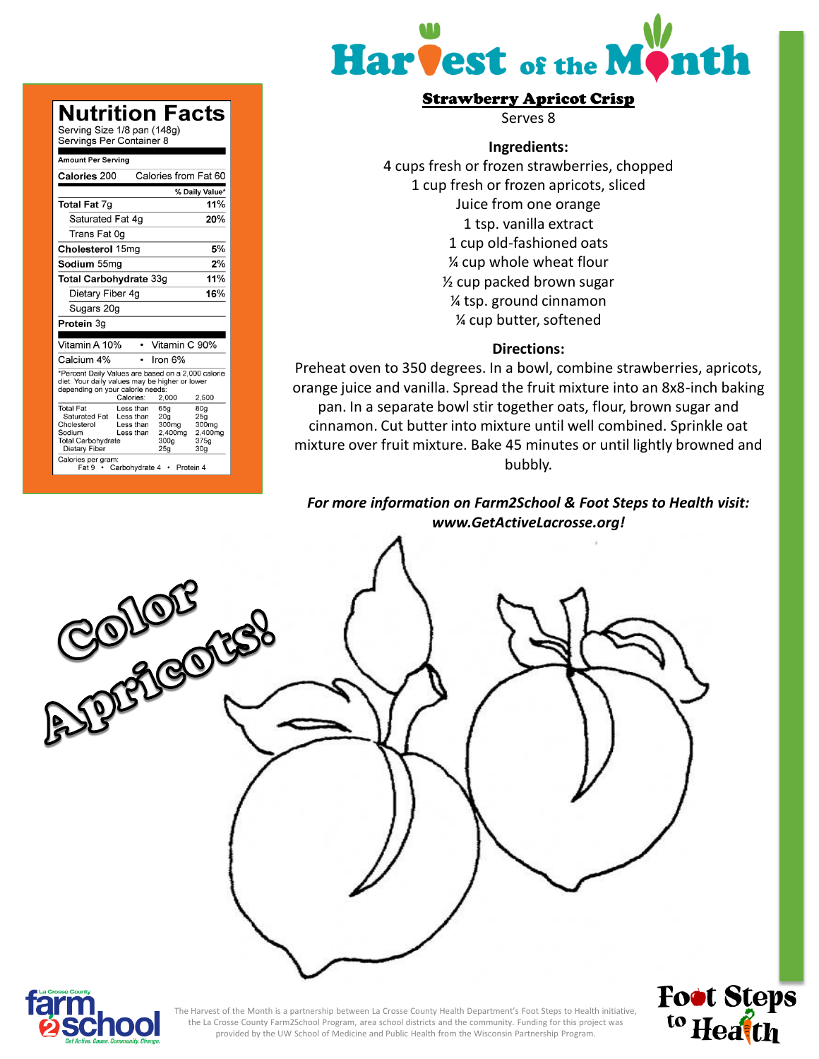# Harvest of the Month

## Nutrition Facts

Serving Size 1/8 pan (148g)
Servings Per Container 8

**Amount Per Serving**

| | |
|---|---|
| **Calories** 200 | Calories from Fat 60 |
| | **% Daily Value*** |
| **Total Fat** 7g | **11%** |
| Saturated Fat 4g | **20%** |
| Trans Fat 0g | |
| **Cholesterol** 15mg | **5%** |
| **Sodium** 55mg | **2%** |
| **Total Carbohydrate** 33g | **11%** |
| Dietary Fiber 4g | **16%** |
| Sugars 20g | |
| **Protein** 3g | |

Vitamin A 10% • Vitamin C 90%
Calcium 4% • Iron 6%

*Percent Daily Values are based on a 2,000 calorie diet. Your daily values may be higher or lower depending on your calorie needs:

| | Calories: | 2,000 | 2,500 |
|---|---|---|---|
| Total Fat | Less than | 65g | 80g |
| Saturated Fat | Less than | 20g | 25g |
| Cholesterol | Less than | 300mg | 300mg |
| Sodium | Less than | 2,400mg | 2,400mg |
| Total Carbohydrate | | 300g | 375g |
| Dietary Fiber | | 25g | 30g |

Calories per gram:
Fat 9 • Carbohydrate 4 • Protein 4

## Strawberry Apricot Crisp

Serves 8

**Ingredients:**

4 cups fresh or frozen strawberries, chopped
1 cup fresh or frozen apricots, sliced
Juice from one orange
1 tsp. vanilla extract
1 cup old-fashioned oats
¼ cup whole wheat flour
½ cup packed brown sugar
¼ tsp. ground cinnamon
¼ cup butter, softened

**Directions:**

Preheat oven to 350 degrees. In a bowl, combine strawberries, apricots, orange juice and vanilla. Spread the fruit mixture into an 8x8-inch baking pan. In a separate bowl stir together oats, flour, brown sugar and cinnamon. Cut butter into mixture until well combined. Sprinkle oat mixture over fruit mixture. Bake 45 minutes or until lightly browned and bubbly.

***For more information on Farm2School & Foot Steps to Health visit: www.GetActiveLacrosse.org!***

Color Apricots!

La Crosse County farm 2 school — Get Active. Cause. Community. Change.

The Harvest of the Month is a partnership between La Crosse County Health Department's Foot Steps to Health initiative, the La Crosse County Farm2School Program, area school districts and the community. Funding for this project was provided by the UW School of Medicine and Public Health from the Wisconsin Partnership Program.

Foot Steps to Health